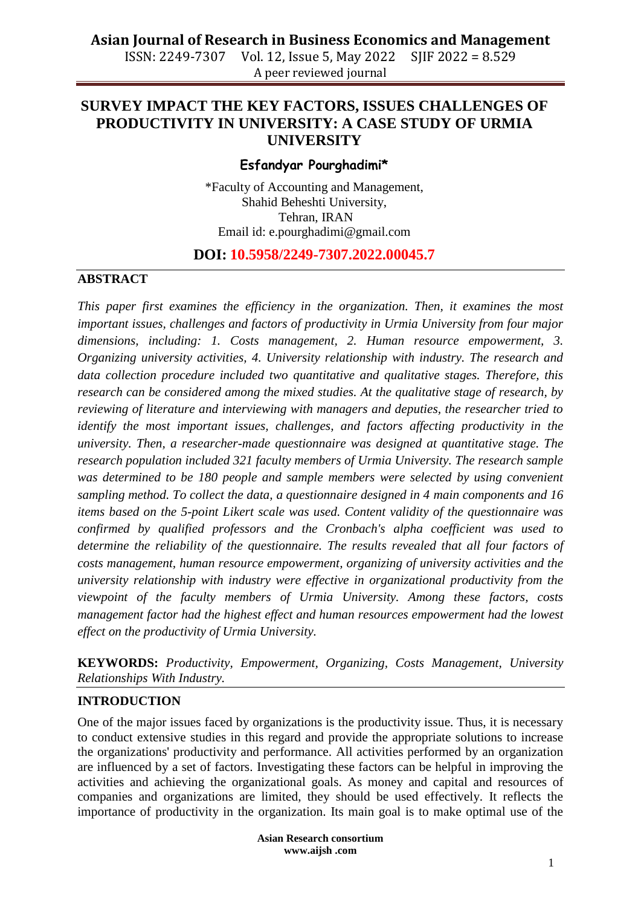# SURVEY IMPACT THE KEY FACTORS, ISSUES CHALLENGES OF PRODUCTIVITY IN UNIVERSITY: A CASE STUDY OF URMIA UNIVERSITY

**Esfandyar Pourghadimi***

*Faculty of Accounting and Management,
Shahid Beheshti University,
Tehran, IRAN
Email id: e.pourghadimi@gmail.com

**DOI: 10.5958/2249-7307.2022.00045.7**

## ABSTRACT

*This paper first examines the efficiency in the organization. Then, it examines the most important issues, challenges and factors of productivity in Urmia University from four major dimensions, including: 1. Costs management, 2. Human resource empowerment, 3. Organizing university activities, 4. University relationship with industry. The research and data collection procedure included two quantitative and qualitative stages. Therefore, this research can be considered among the mixed studies. At the qualitative stage of research, by reviewing of literature and interviewing with managers and deputies, the researcher tried to identify the most important issues, challenges, and factors affecting productivity in the university. Then, a researcher-made questionnaire was designed at quantitative stage. The research population included 321 faculty members of Urmia University. The research sample was determined to be 180 people and sample members were selected by using convenient sampling method. To collect the data, a questionnaire designed in 4 main components and 16 items based on the 5-point Likert scale was used. Content validity of the questionnaire was confirmed by qualified professors and the Cronbach's alpha coefficient was used to determine the reliability of the questionnaire. The results revealed that all four factors of costs management, human resource empowerment, organizing of university activities and the university relationship with industry were effective in organizational productivity from the viewpoint of the faculty members of Urmia University. Among these factors, costs management factor had the highest effect and human resources empowerment had the lowest effect on the productivity of Urmia University.*

**KEYWORDS:** *Productivity, Empowerment, Organizing, Costs Management, University Relationships With Industry.*

## INTRODUCTION

One of the major issues faced by organizations is the productivity issue. Thus, it is necessary to conduct extensive studies in this regard and provide the appropriate solutions to increase the organizations' productivity and performance. All activities performed by an organization are influenced by a set of factors. Investigating these factors can be helpful in improving the activities and achieving the organizational goals. As money and capital and resources of companies and organizations are limited, they should be used effectively. It reflects the importance of productivity in the organization. Its main goal is to make optimal use of the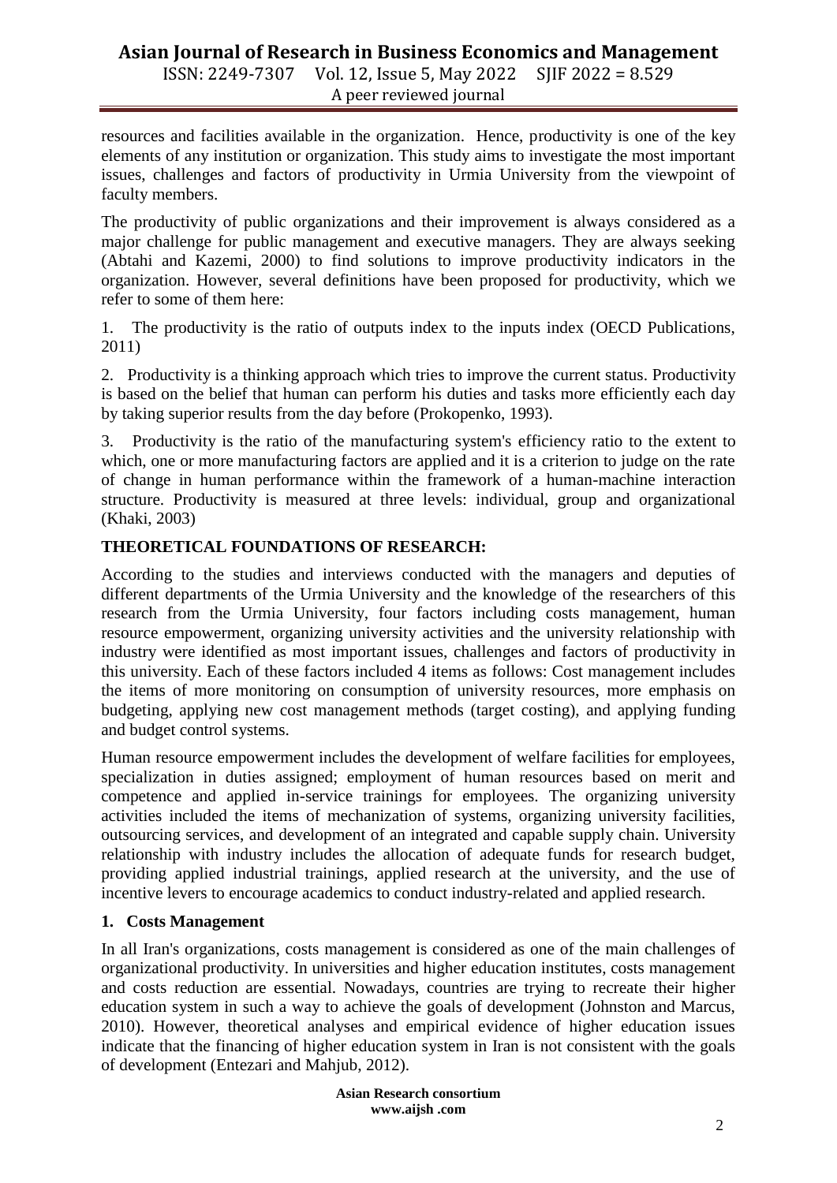resources and facilities available in the organization. Hence, productivity is one of the key elements of any institution or organization. This study aims to investigate the most important issues, challenges and factors of productivity in Urmia University from the viewpoint of faculty members.

The productivity of public organizations and their improvement is always considered as a major challenge for public management and executive managers. They are always seeking (Abtahi and Kazemi, 2000) to find solutions to improve productivity indicators in the organization. However, several definitions have been proposed for productivity, which we refer to some of them here:

1. The productivity is the ratio of outputs index to the inputs index (OECD Publications, 2011)

2. Productivity is a thinking approach which tries to improve the current status. Productivity is based on the belief that human can perform his duties and tasks more efficiently each day by taking superior results from the day before (Prokopenko, 1993).

3. Productivity is the ratio of the manufacturing system's efficiency ratio to the extent to which, one or more manufacturing factors are applied and it is a criterion to judge on the rate of change in human performance within the framework of a human-machine interaction structure. Productivity is measured at three levels: individual, group and organizational (Khaki, 2003)

## THEORETICAL FOUNDATIONS OF RESEARCH:

According to the studies and interviews conducted with the managers and deputies of different departments of the Urmia University and the knowledge of the researchers of this research from the Urmia University, four factors including costs management, human resource empowerment, organizing university activities and the university relationship with industry were identified as most important issues, challenges and factors of productivity in this university. Each of these factors included 4 items as follows: Cost management includes the items of more monitoring on consumption of university resources, more emphasis on budgeting, applying new cost management methods (target costing), and applying funding and budget control systems.

Human resource empowerment includes the development of welfare facilities for employees, specialization in duties assigned; employment of human resources based on merit and competence and applied in-service trainings for employees. The organizing university activities included the items of mechanization of systems, organizing university facilities, outsourcing services, and development of an integrated and capable supply chain. University relationship with industry includes the allocation of adequate funds for research budget, providing applied industrial trainings, applied research at the university, and the use of incentive levers to encourage academics to conduct industry-related and applied research.

### 1. Costs Management

In all Iran's organizations, costs management is considered as one of the main challenges of organizational productivity. In universities and higher education institutes, costs management and costs reduction are essential. Nowadays, countries are trying to recreate their higher education system in such a way to achieve the goals of development (Johnston and Marcus, 2010). However, theoretical analyses and empirical evidence of higher education issues indicate that the financing of higher education system in Iran is not consistent with the goals of development (Entezari and Mahjub, 2012).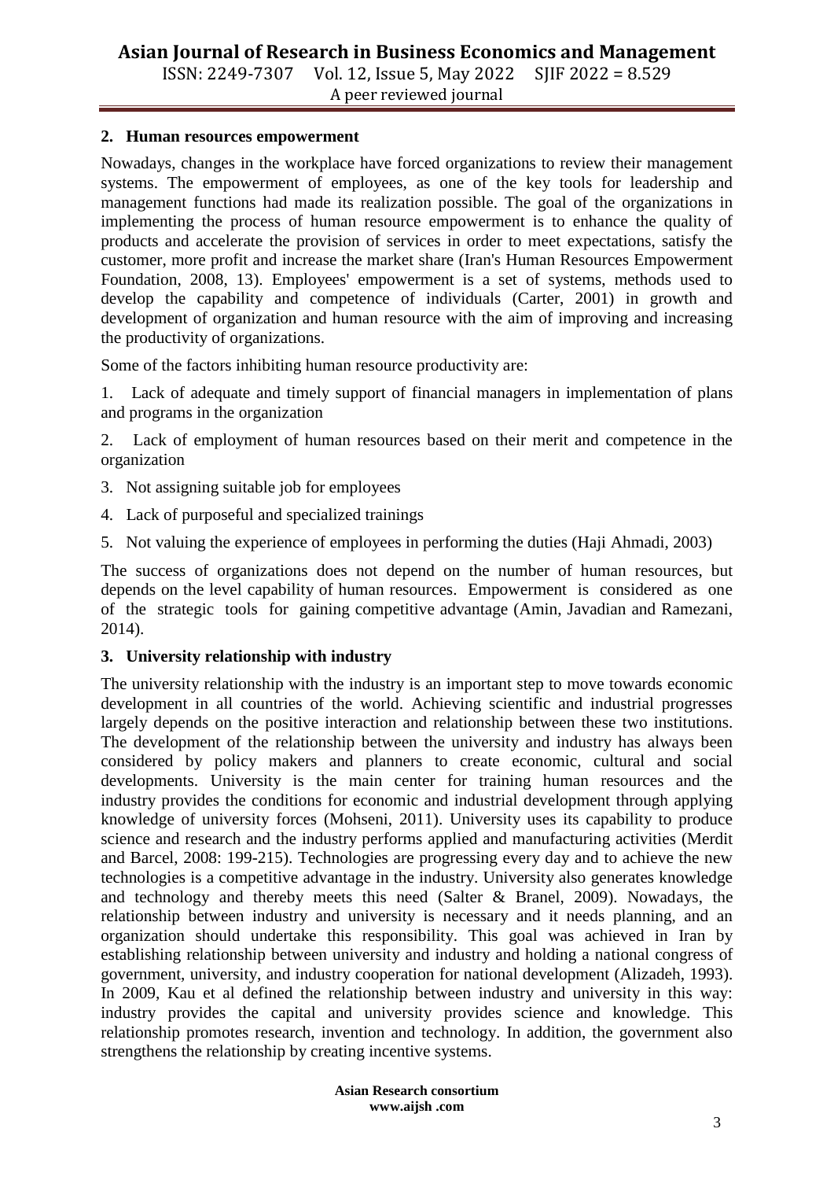## 2. Human resources empowerment

Nowadays, changes in the workplace have forced organizations to review their management systems. The empowerment of employees, as one of the key tools for leadership and management functions had made its realization possible. The goal of the organizations in implementing the process of human resource empowerment is to enhance the quality of products and accelerate the provision of services in order to meet expectations, satisfy the customer, more profit and increase the market share (Iran's Human Resources Empowerment Foundation, 2008, 13). Employees' empowerment is a set of systems, methods used to develop the capability and competence of individuals (Carter, 2001) in growth and development of organization and human resource with the aim of improving and increasing the productivity of organizations.

Some of the factors inhibiting human resource productivity are:

1. Lack of adequate and timely support of financial managers in implementation of plans and programs in the organization
2. Lack of employment of human resources based on their merit and competence in the organization
3. Not assigning suitable job for employees
4. Lack of purposeful and specialized trainings
5. Not valuing the experience of employees in performing the duties (Haji Ahmadi, 2003)

The success of organizations does not depend on the number of human resources, but depends on the level capability of human resources. Empowerment is considered as one of the strategic tools for gaining competitive advantage (Amin, Javadian and Ramezani, 2014).

## 3. University relationship with industry

The university relationship with the industry is an important step to move towards economic development in all countries of the world. Achieving scientific and industrial progresses largely depends on the positive interaction and relationship between these two institutions. The development of the relationship between the university and industry has always been considered by policy makers and planners to create economic, cultural and social developments. University is the main center for training human resources and the industry provides the conditions for economic and industrial development through applying knowledge of university forces (Mohseni, 2011). University uses its capability to produce science and research and the industry performs applied and manufacturing activities (Merdit and Barcel, 2008: 199-215). Technologies are progressing every day and to achieve the new technologies is a competitive advantage in the industry. University also generates knowledge and technology and thereby meets this need (Salter & Branel, 2009). Nowadays, the relationship between industry and university is necessary and it needs planning, and an organization should undertake this responsibility. This goal was achieved in Iran by establishing relationship between university and industry and holding a national congress of government, university, and industry cooperation for national development (Alizadeh, 1993). In 2009, Kau et al defined the relationship between industry and university in this way: industry provides the capital and university provides science and knowledge. This relationship promotes research, invention and technology. In addition, the government also strengthens the relationship by creating incentive systems.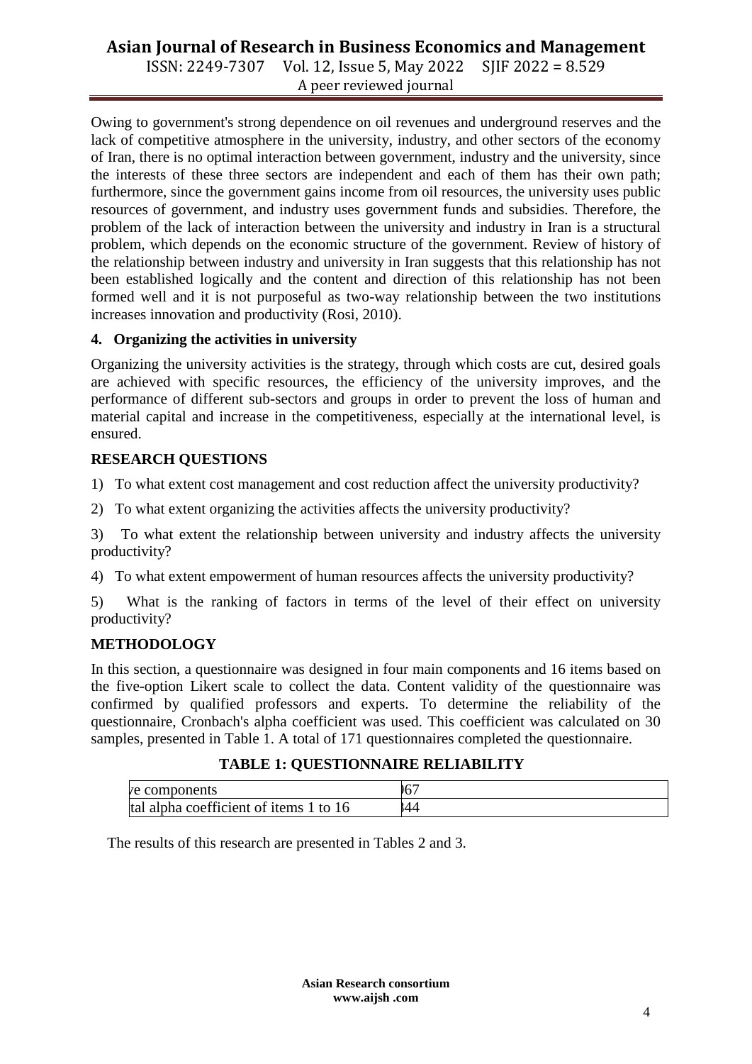Owing to government's strong dependence on oil revenues and underground reserves and the lack of competitive atmosphere in the university, industry, and other sectors of the economy of Iran, there is no optimal interaction between government, industry and the university, since the interests of these three sectors are independent and each of them has their own path; furthermore, since the government gains income from oil resources, the university uses public resources of government, and industry uses government funds and subsidies. Therefore, the problem of the lack of interaction between the university and industry in Iran is a structural problem, which depends on the economic structure of the government. Review of history of the relationship between industry and university in Iran suggests that this relationship has not been established logically and the content and direction of this relationship has not been formed well and it is not purposeful as two-way relationship between the two institutions increases innovation and productivity (Rosi, 2010).

**4. Organizing the activities in university**

Organizing the university activities is the strategy, through which costs are cut, desired goals are achieved with specific resources, the efficiency of the university improves, and the performance of different sub-sectors and groups in order to prevent the loss of human and material capital and increase in the competitiveness, especially at the international level, is ensured.

## RESEARCH QUESTIONS

1) To what extent cost management and cost reduction affect the university productivity?

2) To what extent organizing the activities affects the university productivity?

3) To what extent the relationship between university and industry affects the university productivity?

4) To what extent empowerment of human resources affects the university productivity?

5) What is the ranking of factors in terms of the level of their effect on university productivity?

## METHODOLOGY

In this section, a questionnaire was designed in four main components and 16 items based on the five-option Likert scale to collect the data. Content validity of the questionnaire was confirmed by qualified professors and experts. To determine the reliability of the questionnaire, Cronbach's alpha coefficient was used. This coefficient was calculated on 30 samples, presented in Table 1. A total of 171 questionnaires completed the questionnaire.

**TABLE 1: QUESTIONNAIRE RELIABILITY**

| ve components | )67 |
|---|---|
| tal alpha coefficient of items 1 to 16 | 344 |

The results of this research are presented in Tables 2 and 3.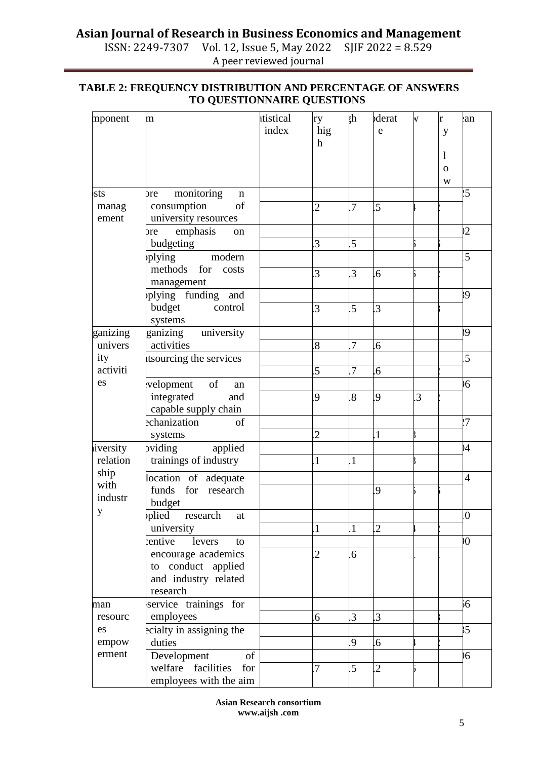**TABLE 2: FREQUENCY DISTRIBUTION AND PERCENTAGE OF ANSWERS TO QUESTIONNAIRE QUESTIONS**

| mponent | m | atistical index | ry high | gh | oderate | w | r y low | ean |
|---|---|---|---|---|---|---|---|---|
| sts management | ore monitoring n consumption of university resources | | | | | | | 25 |
| | | | .2 | .7 | .5 | 4 | 2 | |
| | ore emphasis on budgeting | | | | | | | 02 |
| | | | .3 | .5 | | 5 | 5 | |
| | pplying modern methods for costs management | | | | | | | 15 |
| | | | .3 | .3 | .6 | 5 | 2 | |
| | pplying funding and budget control systems | | | | | | | 39 |
| | | | .3 | .5 | .3 | | 3 | |
| ganizing university activities | ganizing university activities | | | | | | | 39 |
| | | | .8 | .7 | .6 | | | |
| | utsourcing the services | | | | | | | 15 |
| | | | .5 | .7 | .6 | | 2 | |
| | evelopment of an integrated and capable supply chain | | | | | | | 06 |
| | | | .9 | .8 | .9 | .3 | 2 | |
| | echanization of systems | | | | | | | 27 |
| | | | .2 | | .1 | 3 | | |
| iversity relationship with industry | oviding applied trainings of industry | | | | | | | 04 |
| | | | .1 | .1 | | 3 | | |
| | location of adequate funds for research budget | | | | | | | 14 |
| | | | | | .9 | 5 | 5 | |
| | pplied research at university | | | | | | | 10 |
| | | | .1 | .1 | .2 | 4 | 2 | |
| | centive levers to encourage academics to conduct applied and industry related research | | | | | | | 00 |
| | | | .2 | .6 | | | | |
| man resources empowerment | -service trainings for employees | | | | | | | 56 |
| | | | .6 | .3 | .3 | | 3 | |
| | ecialty in assigning the duties | | | | | | | 35 |
| | | | | .9 | .6 | 4 | 2 | |
| | Development of welfare facilities for employees with the aim | | | | | | | 06 |
| | | | .7 | .5 | .2 | 5 | | |

**Asian Research consortium**
**www.aijsh .com**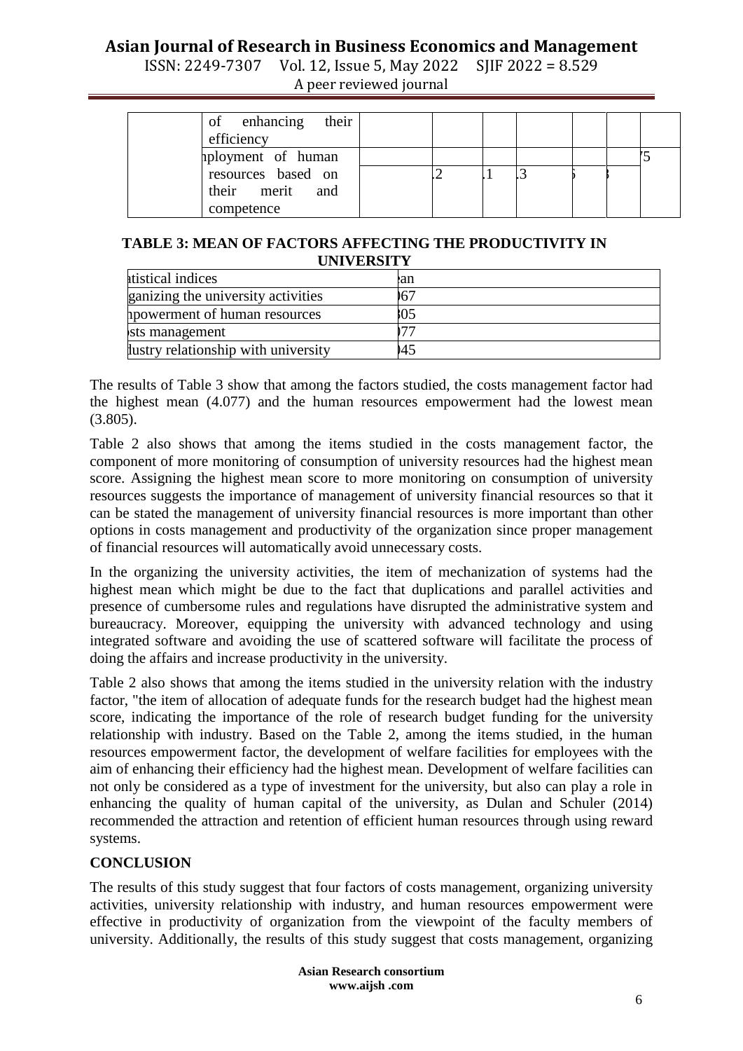| | of enhancing their efficiency | | | | | | | |
|---|---|---|---|---|---|---|---|---|
| | nployment of human resources based on their merit and competence | | .2 | .1 | .3 | 5 | 3 | '5 |

**TABLE 3: MEAN OF FACTORS AFFECTING THE PRODUCTIVITY IN UNIVERSITY**

| atistical indices | ean |
|---|---|
| ganizing the university activities | )67 |
| npowerment of human resources | 305 |
| sts management | )77 |
| lustry relationship with university | )45 |

The results of Table 3 show that among the factors studied, the costs management factor had the highest mean (4.077) and the human resources empowerment had the lowest mean (3.805).

Table 2 also shows that among the items studied in the costs management factor, the component of more monitoring of consumption of university resources had the highest mean score. Assigning the highest mean score to more monitoring on consumption of university resources suggests the importance of management of university financial resources so that it can be stated the management of university financial resources is more important than other options in costs management and productivity of the organization since proper management of financial resources will automatically avoid unnecessary costs.

In the organizing the university activities, the item of mechanization of systems had the highest mean which might be due to the fact that duplications and parallel activities and presence of cumbersome rules and regulations have disrupted the administrative system and bureaucracy. Moreover, equipping the university with advanced technology and using integrated software and avoiding the use of scattered software will facilitate the process of doing the affairs and increase productivity in the university.

Table 2 also shows that among the items studied in the university relation with the industry factor, "the item of allocation of adequate funds for the research budget had the highest mean score, indicating the importance of the role of research budget funding for the university relationship with industry. Based on the Table 2, among the items studied, in the human resources empowerment factor, the development of welfare facilities for employees with the aim of enhancing their efficiency had the highest mean. Development of welfare facilities can not only be considered as a type of investment for the university, but also can play a role in enhancing the quality of human capital of the university, as Dulan and Schuler (2014) recommended the attraction and retention of efficient human resources through using reward systems.

## CONCLUSION

The results of this study suggest that four factors of costs management, organizing university activities, university relationship with industry, and human resources empowerment were effective in productivity of organization from the viewpoint of the faculty members of university. Additionally, the results of this study suggest that costs management, organizing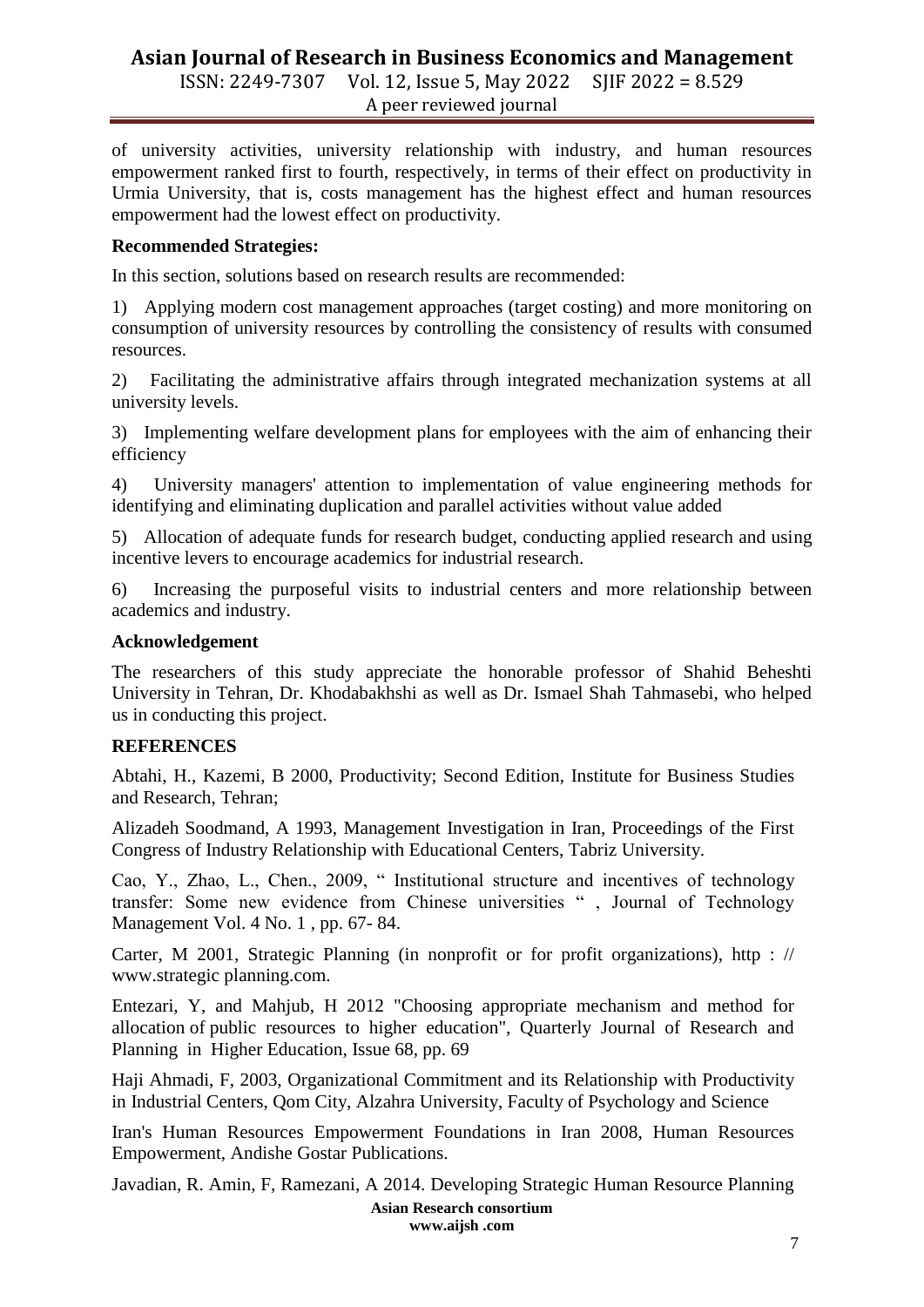of university activities, university relationship with industry, and human resources empowerment ranked first to fourth, respectively, in terms of their effect on productivity in Urmia University, that is, costs management has the highest effect and human resources empowerment had the lowest effect on productivity.

**Recommended Strategies:**

In this section, solutions based on research results are recommended:

1) Applying modern cost management approaches (target costing) and more monitoring on consumption of university resources by controlling the consistency of results with consumed resources.

2) Facilitating the administrative affairs through integrated mechanization systems at all university levels.

3) Implementing welfare development plans for employees with the aim of enhancing their efficiency

4) University managers' attention to implementation of value engineering methods for identifying and eliminating duplication and parallel activities without value added

5) Allocation of adequate funds for research budget, conducting applied research and using incentive levers to encourage academics for industrial research.

6) Increasing the purposeful visits to industrial centers and more relationship between academics and industry.

**Acknowledgement**

The researchers of this study appreciate the honorable professor of Shahid Beheshti University in Tehran, Dr. Khodabakhshi as well as Dr. Ismael Shah Tahmasebi, who helped us in conducting this project.

**REFERENCES**

Abtahi, H., Kazemi, B 2000, Productivity; Second Edition, Institute for Business Studies and Research, Tehran;

Alizadeh Soodmand, A 1993, Management Investigation in Iran, Proceedings of the First Congress of Industry Relationship with Educational Centers, Tabriz University.

Cao, Y., Zhao, L., Chen., 2009, " Institutional structure and incentives of technology transfer: Some new evidence from Chinese universities " , Journal of Technology Management Vol. 4 No. 1 , pp. 67- 84.

Carter, M 2001, Strategic Planning (in nonprofit or for profit organizations), http : // www.strategic planning.com.

Entezari, Y, and Mahjub, H 2012 "Choosing appropriate mechanism and method for allocation of public resources to higher education", Quarterly Journal of Research and Planning in Higher Education, Issue 68, pp. 69

Haji Ahmadi, F, 2003, Organizational Commitment and its Relationship with Productivity in Industrial Centers, Qom City, Alzahra University, Faculty of Psychology and Science

Iran's Human Resources Empowerment Foundations in Iran 2008, Human Resources Empowerment, Andishe Gostar Publications.

Javadian, R. Amin, F, Ramezani, A 2014. Developing Strategic Human Resource Planning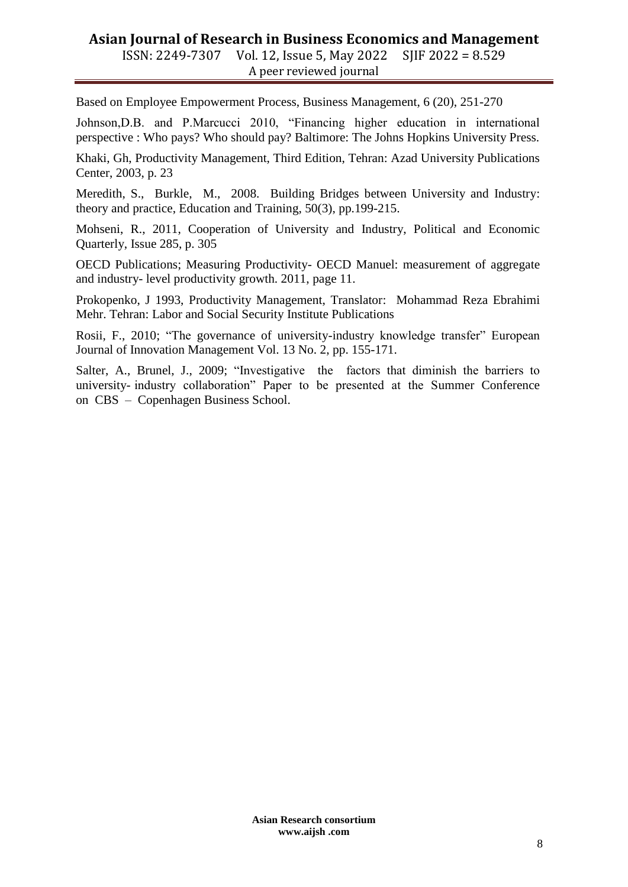Based on Employee Empowerment Process, Business Management, 6 (20), 251-270

Johnson,D.B. and P.Marcucci 2010, "Financing higher education in international perspective : Who pays? Who should pay? Baltimore: The Johns Hopkins University Press.

Khaki, Gh, Productivity Management, Third Edition, Tehran: Azad University Publications Center, 2003, p. 23

Meredith, S., Burkle, M., 2008. Building Bridges between University and Industry: theory and practice, Education and Training, 50(3), pp.199-215.

Mohseni, R., 2011, Cooperation of University and Industry, Political and Economic Quarterly, Issue 285, p. 305

OECD Publications; Measuring Productivity- OECD Manuel: measurement of aggregate and industry- level productivity growth. 2011, page 11.

Prokopenko, J 1993, Productivity Management, Translator: Mohammad Reza Ebrahimi Mehr. Tehran: Labor and Social Security Institute Publications

Rosii, F., 2010; "The governance of university-industry knowledge transfer" European Journal of Innovation Management Vol. 13 No. 2, pp. 155-171.

Salter, A., Brunel, J., 2009; "Investigative the factors that diminish the barriers to university- industry collaboration" Paper to be presented at the Summer Conference on CBS – Copenhagen Business School.